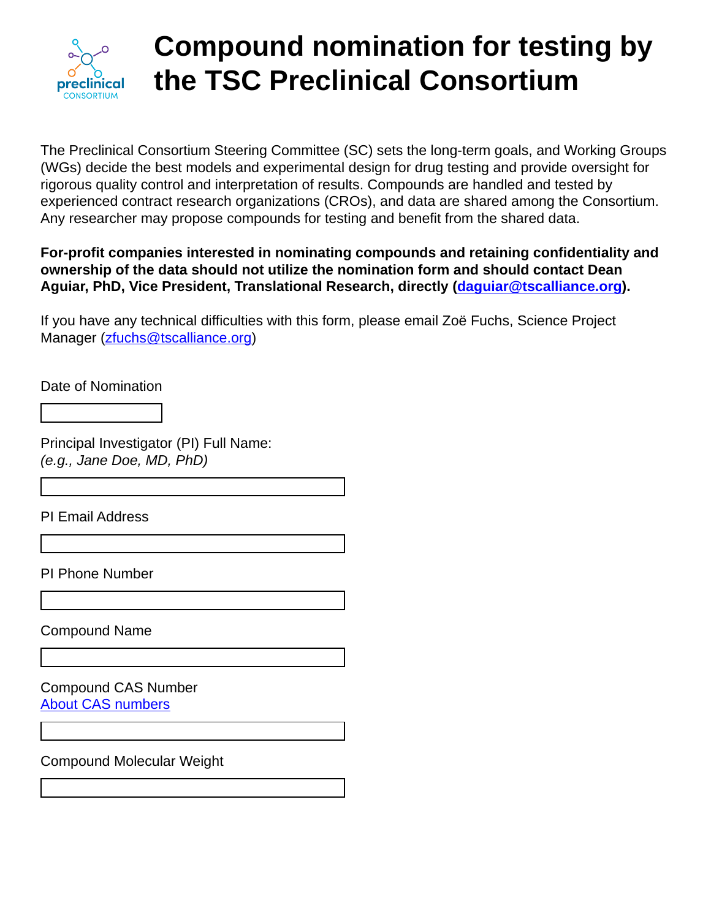# Compound nomination for testing by the TSC Preclinical Consortium

The Preclinical Consortium Steering Committee (SC) sets the long-term goals, and Working Groups (WGs) decide the best models and experimental design for drug testing and provide oversight for rigorous quality control and interpretation of results. Compounds are handled and tested by experienced contract research organizations (CROs), and data are shared among the Consortium. Any researcher may propose compounds for testing and benefit from the shared data.

**For-profit companies interested in nominating compounds and retaining confidentiality and ownership of the data should not utilize the nomination form and should contact Dean Aguiar, PhD, Vice President, Translational Research, directly (daguiar@tscalliance.org).**

If you have any technical difficulties with this form, please email Zoë Fuchs, Science Project Manager (zfuchs@tscalliance.org)

Date of Nomination

Principal Investigator (PI) Full Name:
*(e.g., Jane Doe, MD, PhD)*

PI Email Address

PI Phone Number

Compound Name

Compound CAS Number
About CAS numbers

Compound Molecular Weight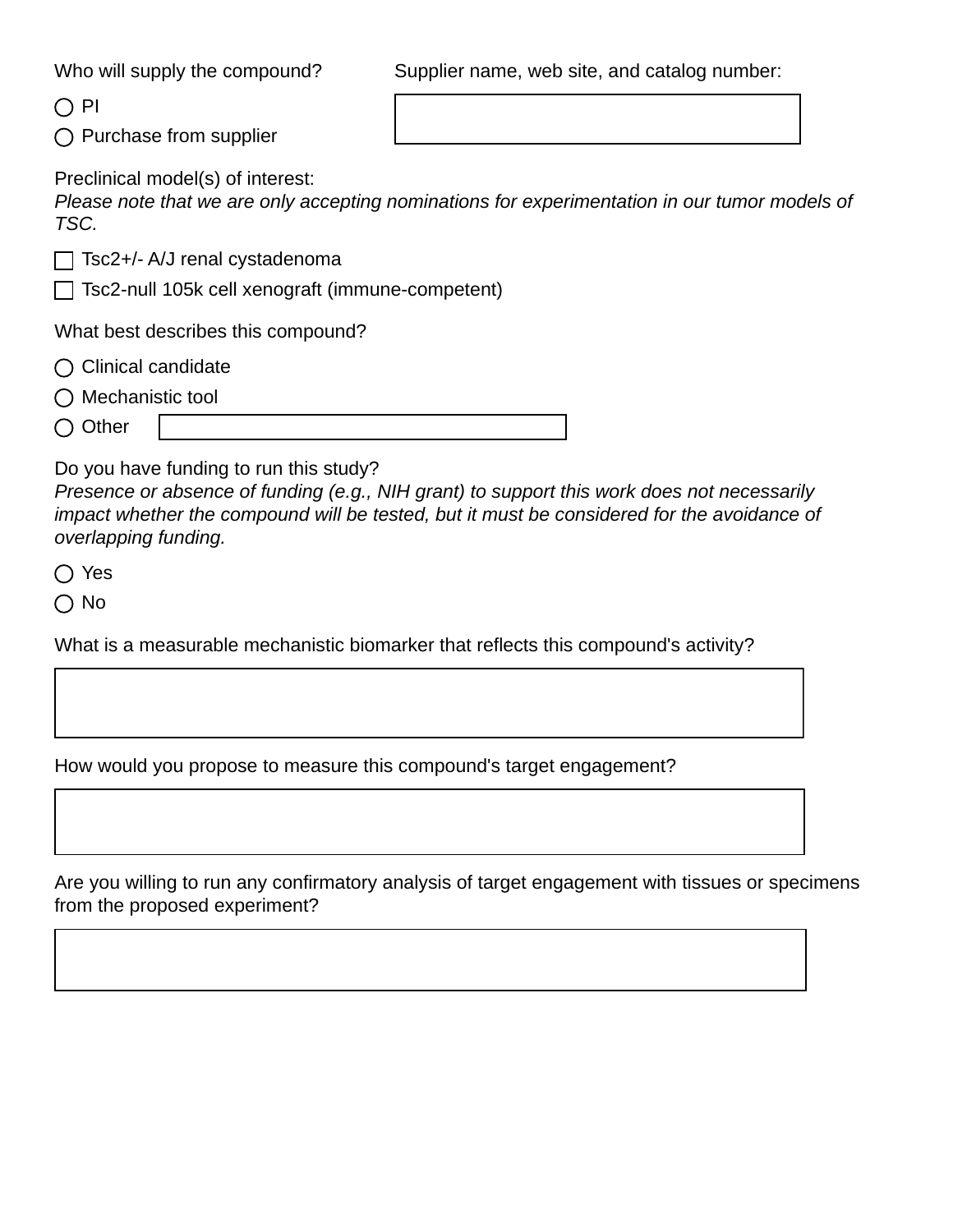Who will supply the compound?

- ○ PI
- ○ Purchase from supplier

Supplier name, web site, and catalog number:

Preclinical model(s) of interest:
*Please note that we are only accepting nominations for experimentation in our tumor models of TSC.*

- ☐ Tsc2+/- A/J renal cystadenoma
- ☐ Tsc2-null 105k cell xenograft (immune-competent)

What best describes this compound?

- ○ Clinical candidate
- ○ Mechanistic tool
- ○ Other

Do you have funding to run this study?
*Presence or absence of funding (e.g., NIH grant) to support this work does not necessarily impact whether the compound will be tested, but it must be considered for the avoidance of overlapping funding.*

- ○ Yes
- ○ No

What is a measurable mechanistic biomarker that reflects this compound's activity?

How would you propose to measure this compound's target engagement?

Are you willing to run any confirmatory analysis of target engagement with tissues or specimens from the proposed experiment?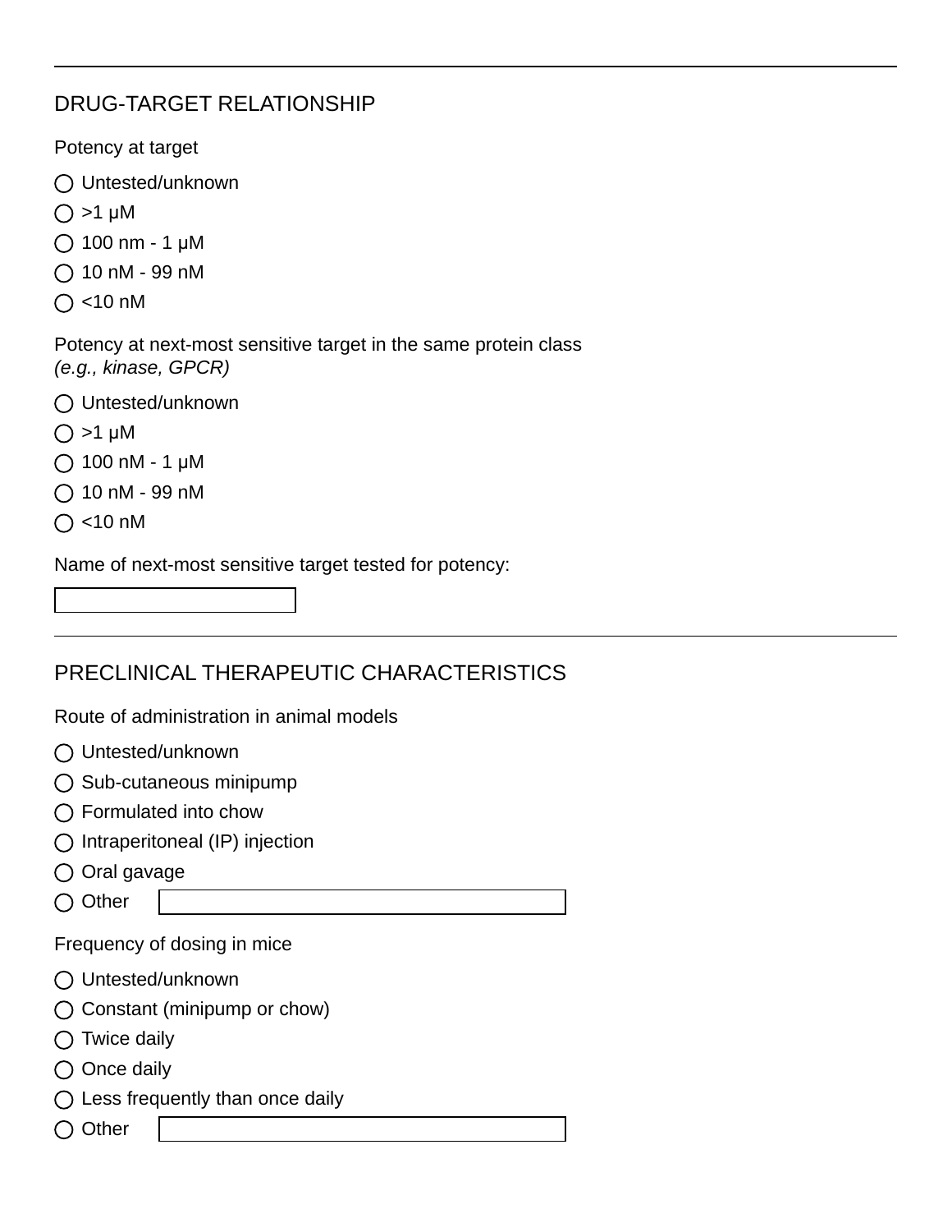---

## DRUG-TARGET RELATIONSHIP

Potency at target

- ◯ Untested/unknown
- ◯ >1 μM
- ◯ 100 nm - 1 μM
- ◯ 10 nM - 99 nM
- ◯ <10 nM

Potency at next-most sensitive target in the same protein class
*(e.g., kinase, GPCR)*

- ◯ Untested/unknown
- ◯ >1 μM
- ◯ 100 nM - 1 μM
- ◯ 10 nM - 99 nM
- ◯ <10 nM

Name of next-most sensitive target tested for potency:

[ ]

---

## PRECLINICAL THERAPEUTIC CHARACTERISTICS

Route of administration in animal models

- ◯ Untested/unknown
- ◯ Sub-cutaneous minipump
- ◯ Formulated into chow
- ◯ Intraperitoneal (IP) injection
- ◯ Oral gavage
- ◯ Other [ ]

Frequency of dosing in mice

- ◯ Untested/unknown
- ◯ Constant (minipump or chow)
- ◯ Twice daily
- ◯ Once daily
- ◯ Less frequently than once daily
- ◯ Other [ ]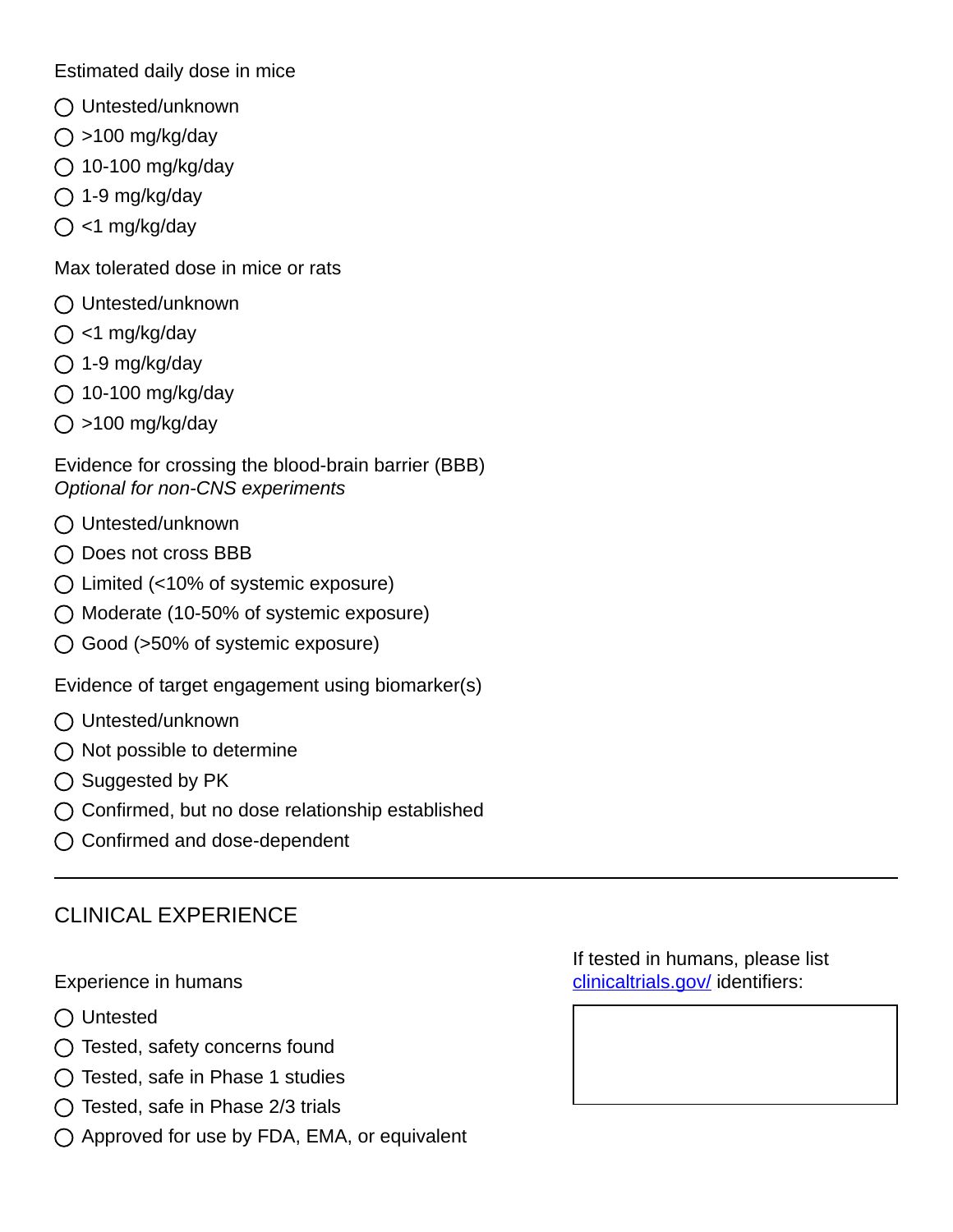Estimated daily dose in mice

- ◯ Untested/unknown
- ◯ >100 mg/kg/day
- ◯ 10-100 mg/kg/day
- ◯ 1-9 mg/kg/day
- ◯ <1 mg/kg/day

Max tolerated dose in mice or rats

- ◯ Untested/unknown
- ◯ <1 mg/kg/day
- ◯ 1-9 mg/kg/day
- ◯ 10-100 mg/kg/day
- ◯ >100 mg/kg/day

Evidence for crossing the blood-brain barrier (BBB)
*Optional for non-CNS experiments*

- ◯ Untested/unknown
- ◯ Does not cross BBB
- ◯ Limited (<10% of systemic exposure)
- ◯ Moderate (10-50% of systemic exposure)
- ◯ Good (>50% of systemic exposure)

Evidence of target engagement using biomarker(s)

- ◯ Untested/unknown
- ◯ Not possible to determine
- ◯ Suggested by PK
- ◯ Confirmed, but no dose relationship established
- ◯ Confirmed and dose-dependent

---

## CLINICAL EXPERIENCE

Experience in humans

- ◯ Untested
- ◯ Tested, safety concerns found
- ◯ Tested, safe in Phase 1 studies
- ◯ Tested, safe in Phase 2/3 trials
- ◯ Approved for use by FDA, EMA, or equivalent

If tested in humans, please list [clinicaltrials.gov/](clinicaltrials.gov/) identifiers: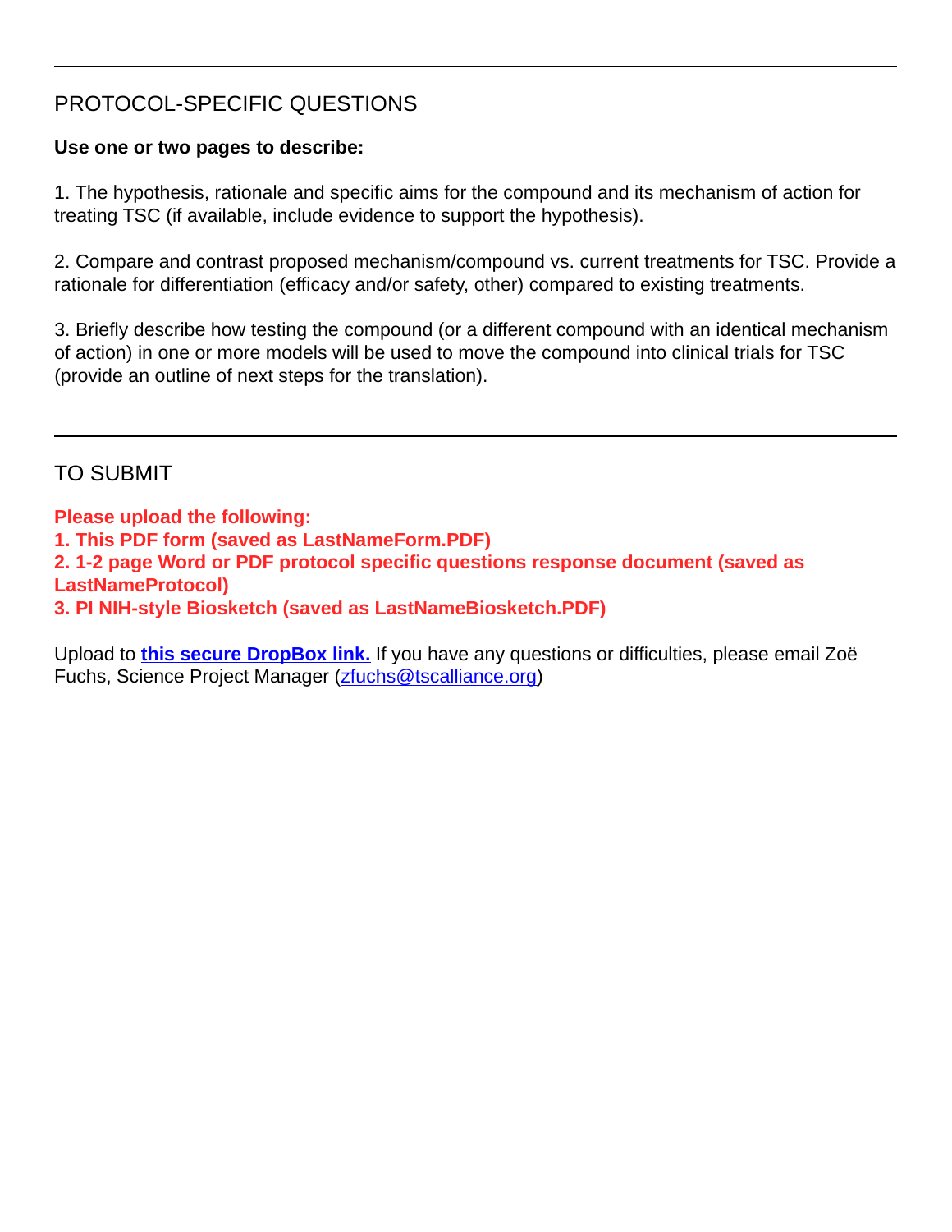---

## PROTOCOL-SPECIFIC QUESTIONS

**Use one or two pages to describe:**

1. The hypothesis, rationale and specific aims for the compound and its mechanism of action for treating TSC (if available, include evidence to support the hypothesis).

2. Compare and contrast proposed mechanism/compound vs. current treatments for TSC. Provide a rationale for differentiation (efficacy and/or safety, other) compared to existing treatments.

3. Briefly describe how testing the compound (or a different compound with an identical mechanism of action) in one or more models will be used to move the compound into clinical trials for TSC (provide an outline of next steps for the translation).

---

## TO SUBMIT

**Please upload the following:**
**1. This PDF form (saved as LastNameForm.PDF)**
**2. 1-2 page Word or PDF protocol specific questions response document (saved as LastNameProtocol)**
**3. PI NIH-style Biosketch (saved as LastNameBiosketch.PDF)**

Upload to **[this secure DropBox link.](#)** If you have any questions or difficulties, please email Zoë Fuchs, Science Project Manager (zfuchs@tscalliance.org)